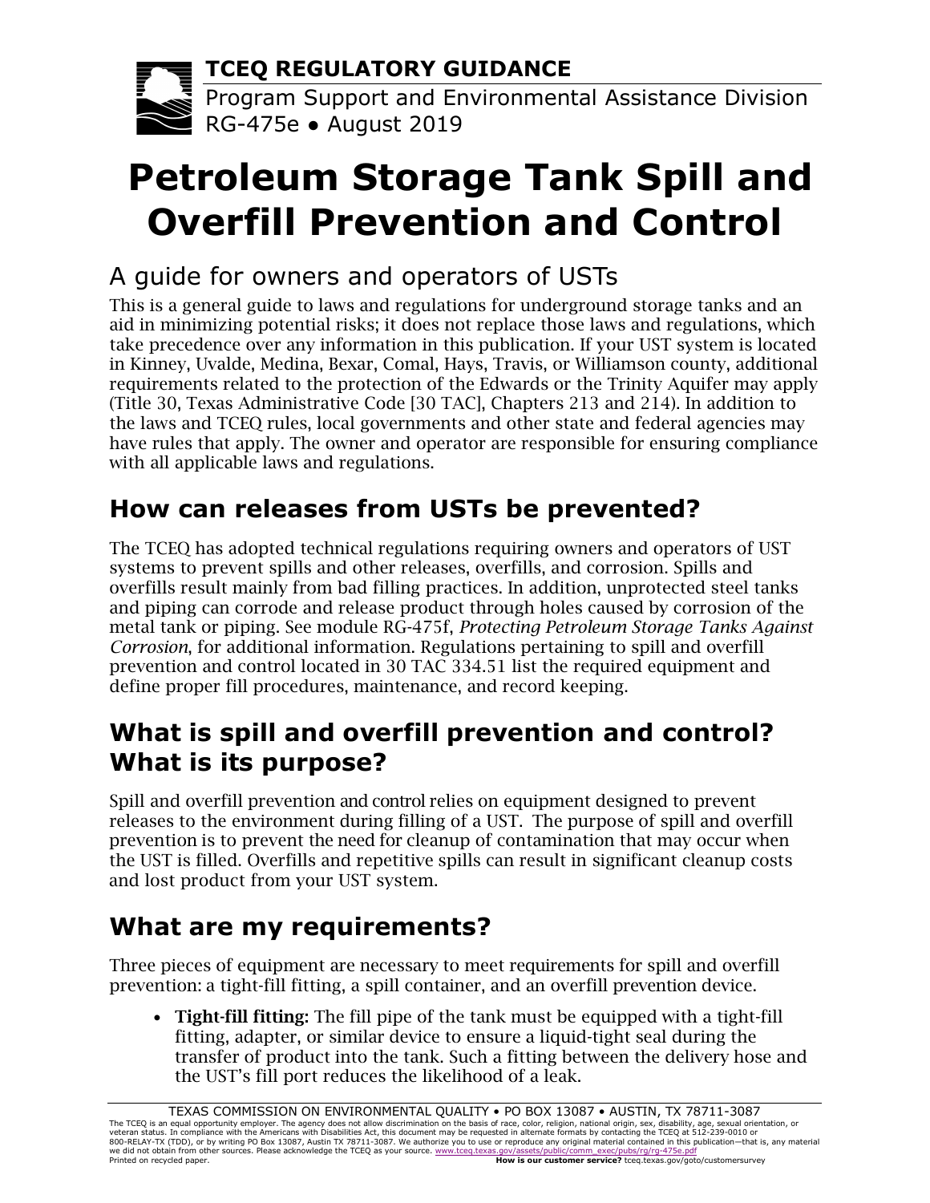**TCEQ REGULATORY GUIDANCE**
Program Support and Environmental Assistance Division
RG-475e ● August 2019

# Petroleum Storage Tank Spill and Overfill Prevention and Control

## A guide for owners and operators of USTs

This is a general guide to laws and regulations for underground storage tanks and an aid in minimizing potential risks; it does not replace those laws and regulations, which take precedence over any information in this publication. If your UST system is located in Kinney, Uvalde, Medina, Bexar, Comal, Hays, Travis, or Williamson county, additional requirements related to the protection of the Edwards or the Trinity Aquifer may apply (Title 30, Texas Administrative Code [30 TAC], Chapters 213 and 214). In addition to the laws and TCEQ rules, local governments and other state and federal agencies may have rules that apply. The owner and operator are responsible for ensuring compliance with all applicable laws and regulations.

## How can releases from USTs be prevented?

The TCEQ has adopted technical regulations requiring owners and operators of UST systems to prevent spills and other releases, overfills, and corrosion. Spills and overfills result mainly from bad filling practices. In addition, unprotected steel tanks and piping can corrode and release product through holes caused by corrosion of the metal tank or piping. See module RG-475f, *Protecting Petroleum Storage Tanks Against Corrosion*, for additional information. Regulations pertaining to spill and overfill prevention and control located in 30 TAC 334.51 list the required equipment and define proper fill procedures, maintenance, and record keeping.

## What is spill and overfill prevention and control? What is its purpose?

Spill and overfill prevention and control relies on equipment designed to prevent releases to the environment during filling of a UST. The purpose of spill and overfill prevention is to prevent the need for cleanup of contamination that may occur when the UST is filled. Overfills and repetitive spills can result in significant cleanup costs and lost product from your UST system.

## What are my requirements?

Three pieces of equipment are necessary to meet requirements for spill and overfill prevention: a tight-fill fitting, a spill container, and an overfill prevention device.

- **Tight-fill fitting:** The fill pipe of the tank must be equipped with a tight-fill fitting, adapter, or similar device to ensure a liquid-tight seal during the transfer of product into the tank. Such a fitting between the delivery hose and the UST's fill port reduces the likelihood of a leak.

TEXAS COMMISSION ON ENVIRONMENTAL QUALITY • PO BOX 13087 • AUSTIN, TX 78711-3087
The TCEQ is an equal opportunity employer. The agency does not allow discrimination on the basis of race, color, religion, national origin, sex, disability, age, sexual orientation, or veteran status. In compliance with the Americans with Disabilities Act, this document may be requested in alternate formats by contacting the TCEQ at 512-239-0010 or 800-RELAY-TX (TDD), or by writing PO Box 13087, Austin TX 78711-3087. We authorize you to use or reproduce any original material contained in this publication—that is, any material we did not obtain from other sources. Please acknowledge the TCEQ as your source. www.tceq.texas.gov/assets/public/comm_exec/pubs/rg/rg-475e.pdf
Printed on recycled paper. **How is our customer service?** tceq.texas.gov/goto/customersurvey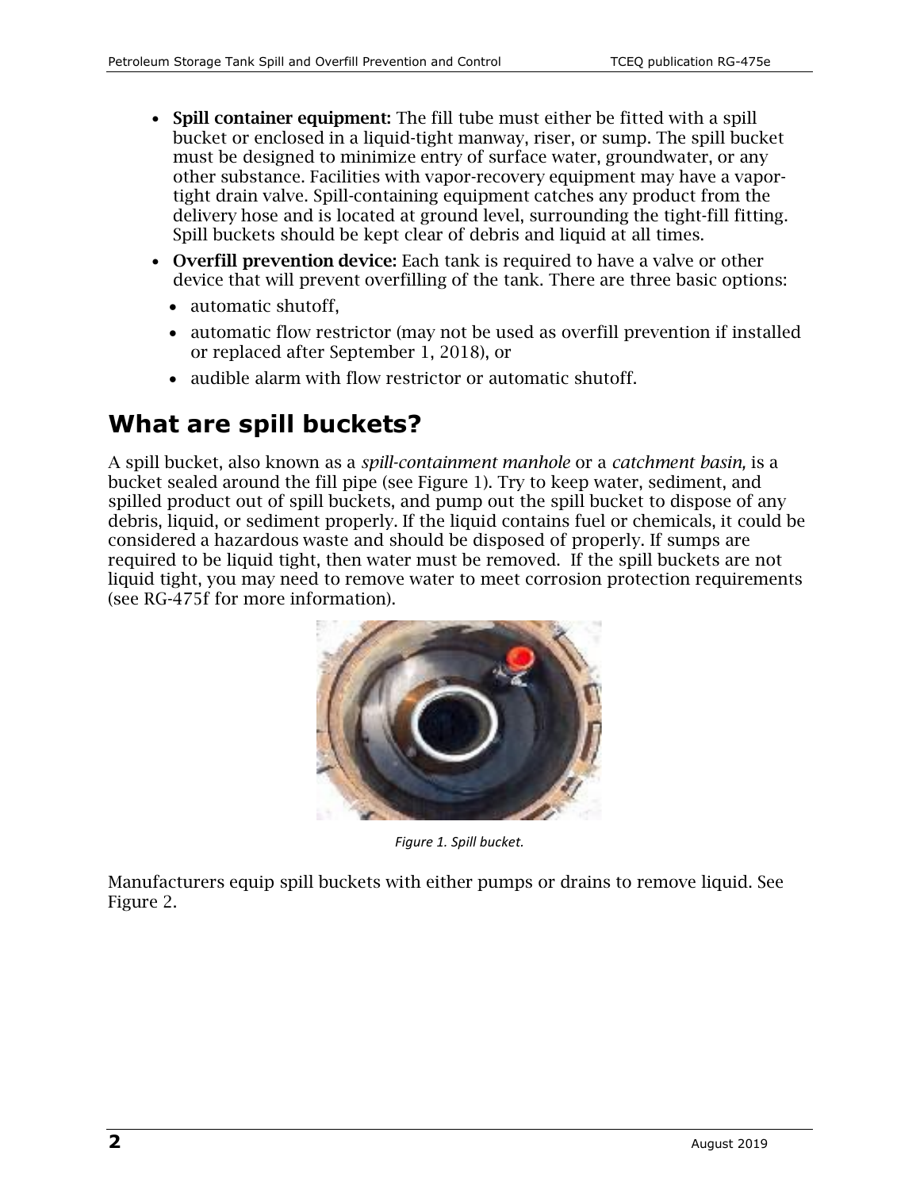- **Spill container equipment:** The fill tube must either be fitted with a spill bucket or enclosed in a liquid-tight manway, riser, or sump. The spill bucket must be designed to minimize entry of surface water, groundwater, or any other substance. Facilities with vapor-recovery equipment may have a vapor-tight drain valve. Spill-containing equipment catches any product from the delivery hose and is located at ground level, surrounding the tight-fill fitting. Spill buckets should be kept clear of debris and liquid at all times.
- **Overfill prevention device:** Each tank is required to have a valve or other device that will prevent overfilling of the tank. There are three basic options:
  - automatic shutoff,
  - automatic flow restrictor (may not be used as overfill prevention if installed or replaced after September 1, 2018), or
  - audible alarm with flow restrictor or automatic shutoff.

## What are spill buckets?

A spill bucket, also known as a *spill-containment manhole* or a *catchment basin,* is a bucket sealed around the fill pipe (see Figure 1). Try to keep water, sediment, and spilled product out of spill buckets, and pump out the spill bucket to dispose of any debris, liquid, or sediment properly. If the liquid contains fuel or chemicals, it could be considered a hazardous waste and should be disposed of properly. If sumps are required to be liquid tight, then water must be removed. If the spill buckets are not liquid tight, you may need to remove water to meet corrosion protection requirements (see RG-475f for more information).

*Figure 1. Spill bucket.*

Manufacturers equip spill buckets with either pumps or drains to remove liquid. See Figure 2.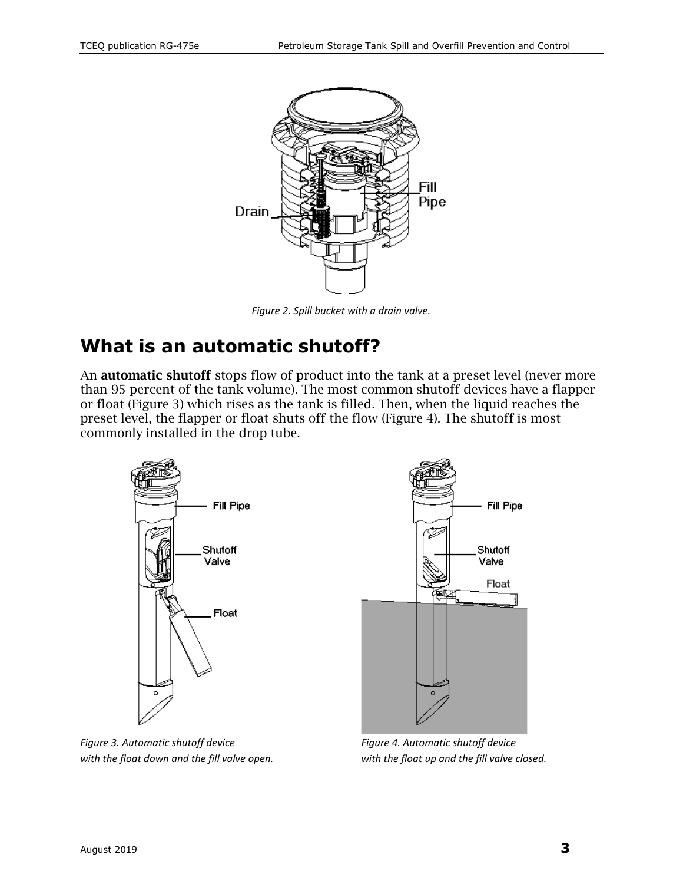*Figure 2. Spill bucket with a drain valve.*

## What is an automatic shutoff?

An **automatic shutoff** stops flow of product into the tank at a preset level (never more than 95 percent of the tank volume). The most common shutoff devices have a flapper or float (Figure 3) which rises as the tank is filled. Then, when the liquid reaches the preset level, the flapper or float shuts off the flow (Figure 4). The shutoff is most commonly installed in the drop tube.

*Figure 3. Automatic shutoff device with the float down and the fill valve open.*

*Figure 4. Automatic shutoff device with the float up and the fill valve closed.*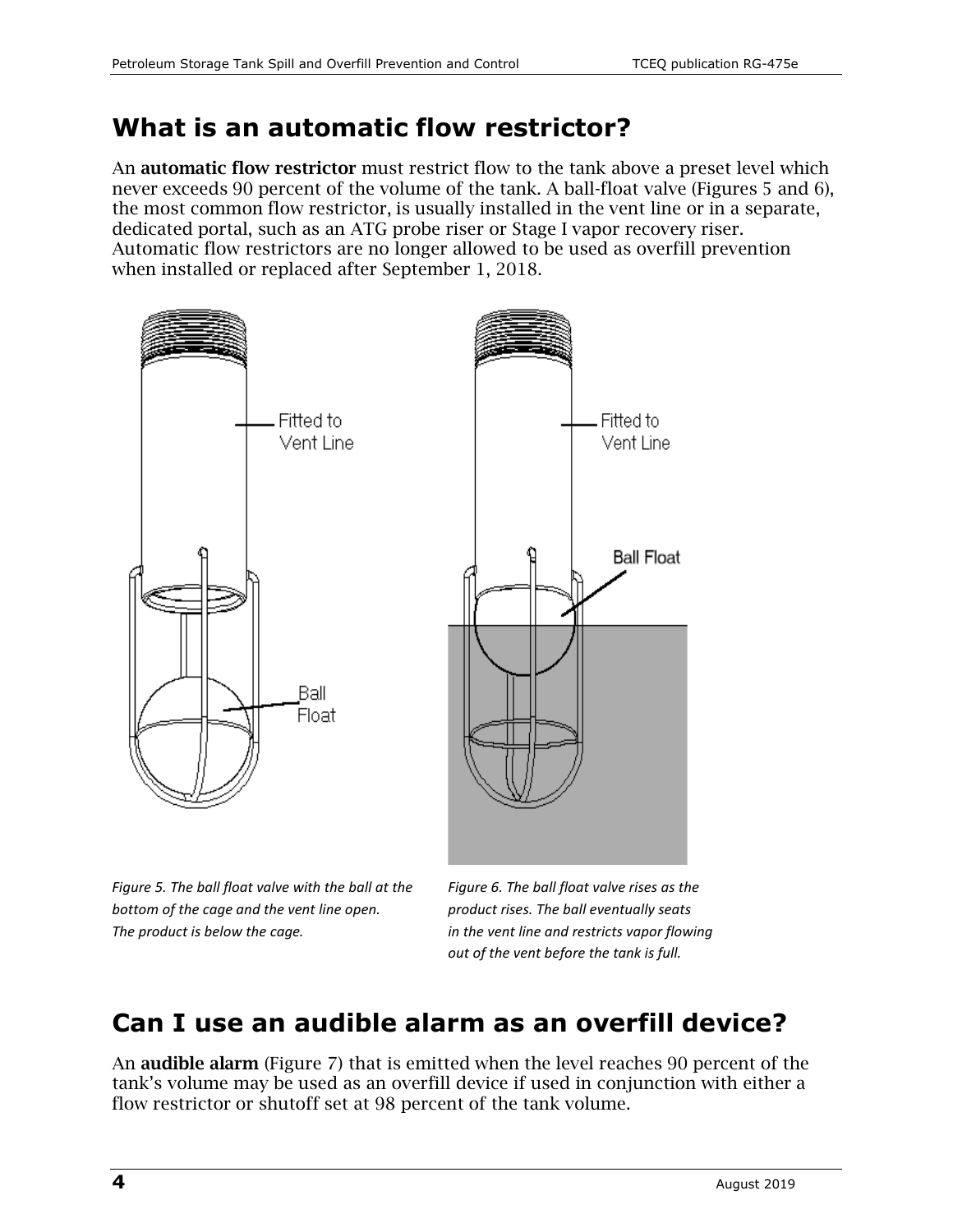## What is an automatic flow restrictor?

An **automatic flow restrictor** must restrict flow to the tank above a preset level which never exceeds 90 percent of the volume of the tank. A ball-float valve (Figures 5 and 6), the most common flow restrictor, is usually installed in the vent line or in a separate, dedicated portal, such as an ATG probe riser or Stage I vapor recovery riser. Automatic flow restrictors are no longer allowed to be used as overfill prevention when installed or replaced after September 1, 2018.

*Figure 5. The ball float valve with the ball at the bottom of the cage and the vent line open. The product is below the cage.*

*Figure 6. The ball float valve rises as the product rises. The ball eventually seats in the vent line and restricts vapor flowing out of the vent before the tank is full.*

## Can I use an audible alarm as an overfill device?

An **audible alarm** (Figure 7) that is emitted when the level reaches 90 percent of the tank's volume may be used as an overfill device if used in conjunction with either a flow restrictor or shutoff set at 98 percent of the tank volume.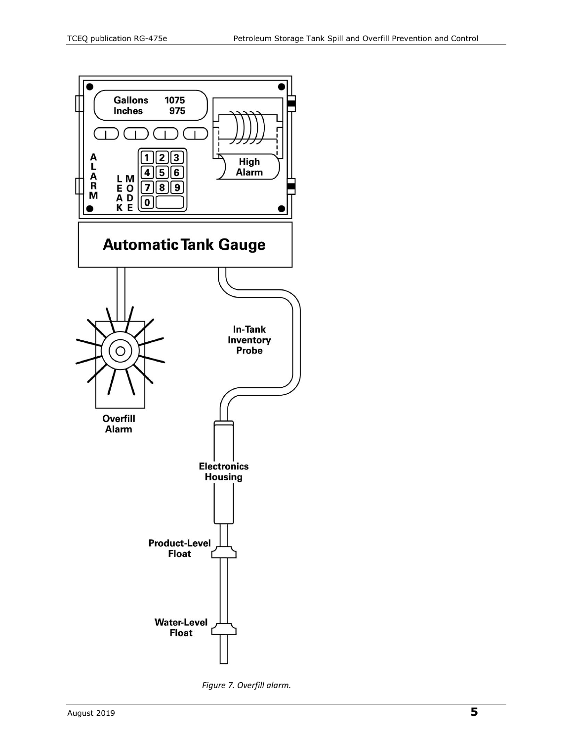*Figure 7. Overfill alarm.*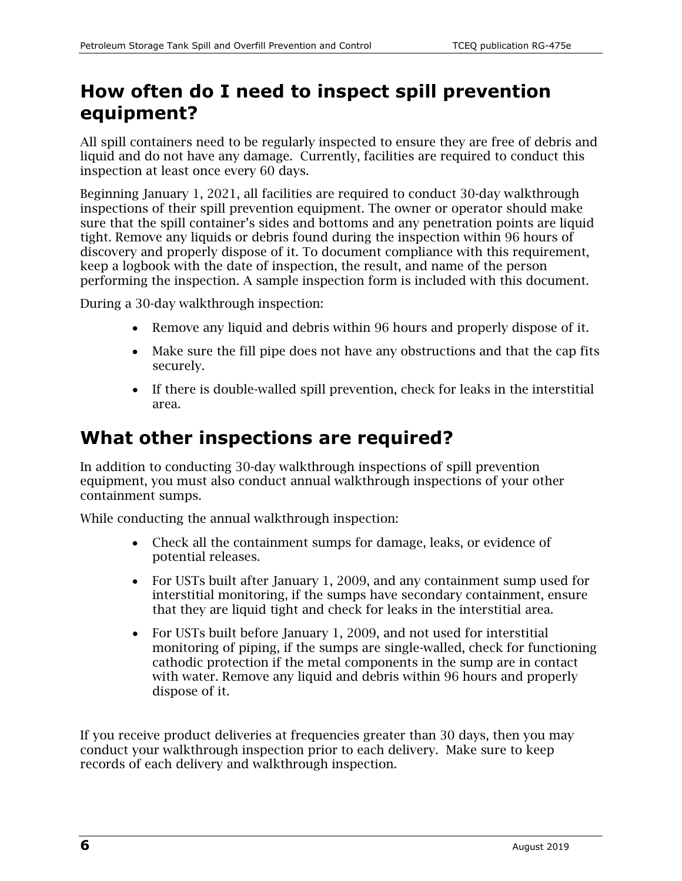## How often do I need to inspect spill prevention equipment?

All spill containers need to be regularly inspected to ensure they are free of debris and liquid and do not have any damage. Currently, facilities are required to conduct this inspection at least once every 60 days.

Beginning January 1, 2021, all facilities are required to conduct 30-day walkthrough inspections of their spill prevention equipment. The owner or operator should make sure that the spill container's sides and bottoms and any penetration points are liquid tight. Remove any liquids or debris found during the inspection within 96 hours of discovery and properly dispose of it. To document compliance with this requirement, keep a logbook with the date of inspection, the result, and name of the person performing the inspection. A sample inspection form is included with this document.

During a 30-day walkthrough inspection:

- Remove any liquid and debris within 96 hours and properly dispose of it.
- Make sure the fill pipe does not have any obstructions and that the cap fits securely.
- If there is double-walled spill prevention, check for leaks in the interstitial area.

## What other inspections are required?

In addition to conducting 30-day walkthrough inspections of spill prevention equipment, you must also conduct annual walkthrough inspections of your other containment sumps.

While conducting the annual walkthrough inspection:

- Check all the containment sumps for damage, leaks, or evidence of potential releases.
- For USTs built after January 1, 2009, and any containment sump used for interstitial monitoring, if the sumps have secondary containment, ensure that they are liquid tight and check for leaks in the interstitial area.
- For USTs built before January 1, 2009, and not used for interstitial monitoring of piping, if the sumps are single-walled, check for functioning cathodic protection if the metal components in the sump are in contact with water. Remove any liquid and debris within 96 hours and properly dispose of it.

If you receive product deliveries at frequencies greater than 30 days, then you may conduct your walkthrough inspection prior to each delivery. Make sure to keep records of each delivery and walkthrough inspection.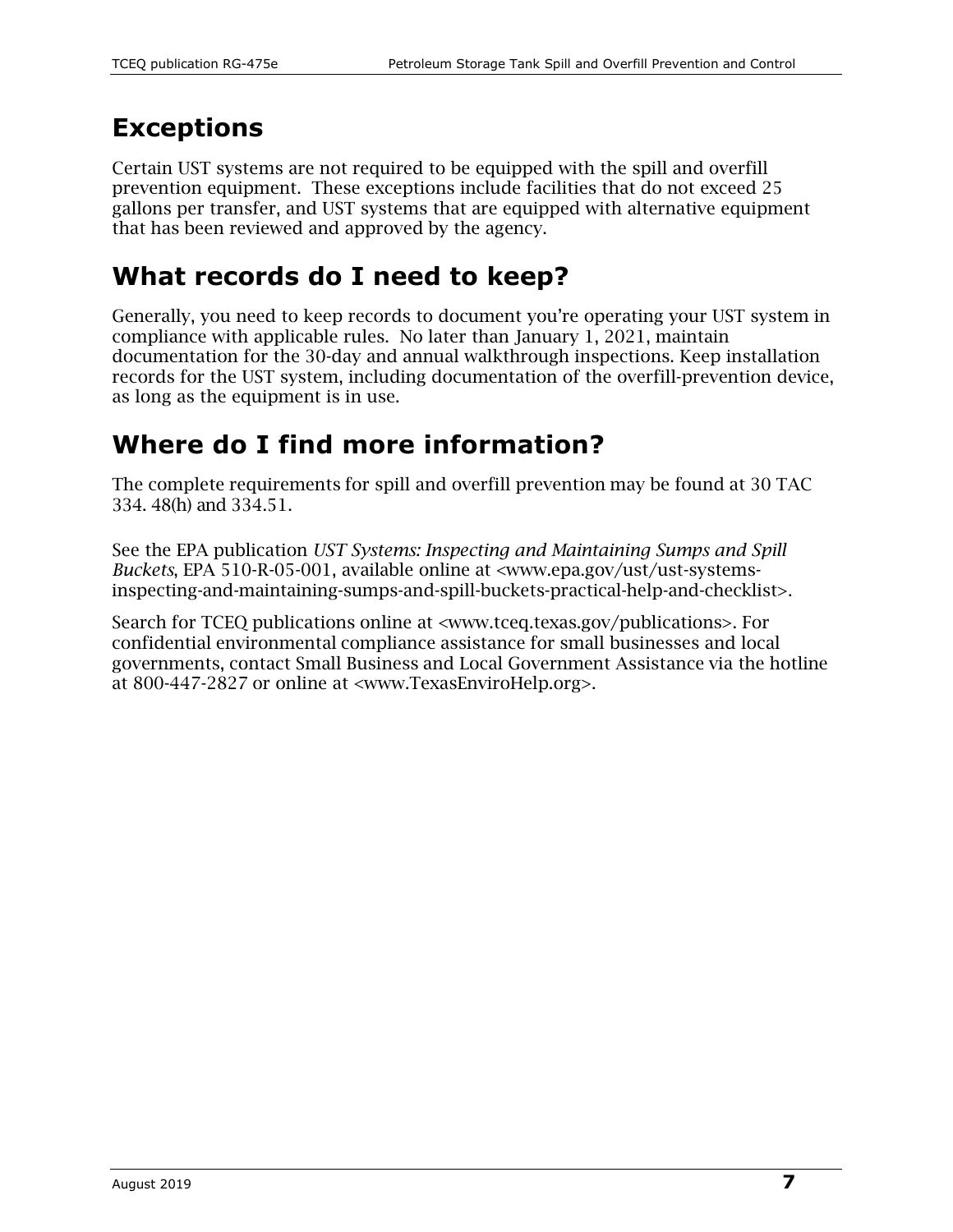## Exceptions

Certain UST systems are not required to be equipped with the spill and overfill prevention equipment. These exceptions include facilities that do not exceed 25 gallons per transfer, and UST systems that are equipped with alternative equipment that has been reviewed and approved by the agency.

## What records do I need to keep?

Generally, you need to keep records to document you're operating your UST system in compliance with applicable rules. No later than January 1, 2021, maintain documentation for the 30-day and annual walkthrough inspections. Keep installation records for the UST system, including documentation of the overfill-prevention device, as long as the equipment is in use.

## Where do I find more information?

The complete requirements for spill and overfill prevention may be found at 30 TAC 334. 48(h) and 334.51.

See the EPA publication *UST Systems: Inspecting and Maintaining Sumps and Spill Buckets*, EPA 510-R-05-001, available online at <www.epa.gov/ust/ust-systems-inspecting-and-maintaining-sumps-and-spill-buckets-practical-help-and-checklist>.

Search for TCEQ publications online at <www.tceq.texas.gov/publications>. For confidential environmental compliance assistance for small businesses and local governments, contact Small Business and Local Government Assistance via the hotline at 800-447-2827 or online at <www.TexasEnviroHelp.org>.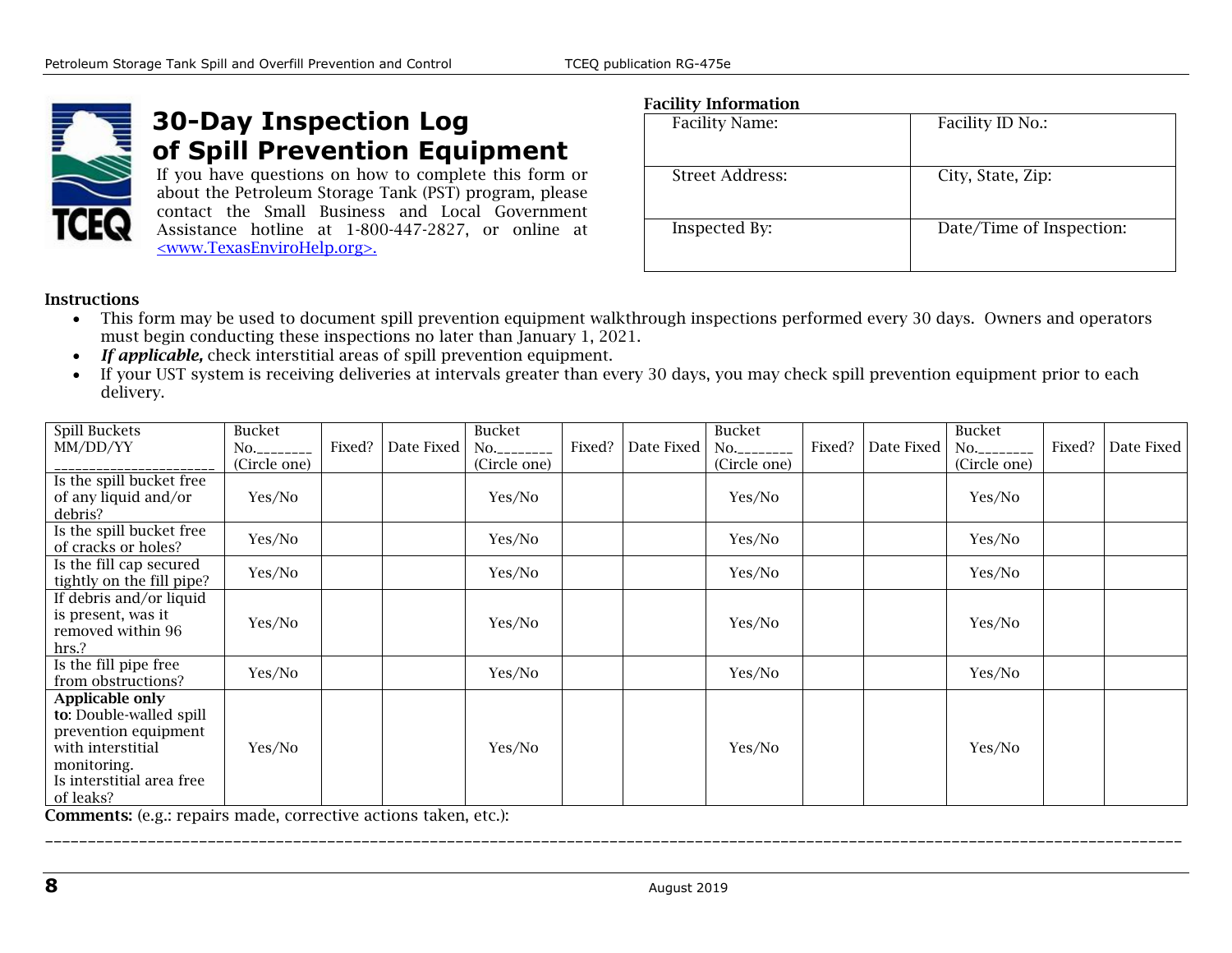# 30-Day Inspection Log of Spill Prevention Equipment

If you have questions on how to complete this form or about the Petroleum Storage Tank (PST) program, please contact the Small Business and Local Government Assistance hotline at 1-800-447-2827, or online at <www.TexasEnviroHelp.org>.

**Facility Information**

| | |
|---|---|
| Facility Name: | Facility ID No.: |
| Street Address: | City, State, Zip: |
| Inspected By: | Date/Time of Inspection: |

**Instructions**

- This form may be used to document spill prevention equipment walkthrough inspections performed every 30 days. Owners and operators must begin conducting these inspections no later than January 1, 2021.
- ***If applicable,*** check interstitial areas of spill prevention equipment.
- If your UST system is receiving deliveries at intervals greater than every 30 days, you may check spill prevention equipment prior to each delivery.

| Spill Buckets MM/DD/YY ______________________ | Bucket No._______ (Circle one) | Fixed? | Date Fixed | Bucket No._______ (Circle one) | Fixed? | Date Fixed | Bucket No._______ (Circle one) | Fixed? | Date Fixed | Bucket No._______ (Circle one) | Fixed? | Date Fixed |
|---|---|---|---|---|---|---|---|---|---|---|---|---|
| Is the spill bucket free of any liquid and/or debris? | Yes/No | | | Yes/No | | | Yes/No | | | Yes/No | | |
| Is the spill bucket free of cracks or holes? | Yes/No | | | Yes/No | | | Yes/No | | | Yes/No | | |
| Is the fill cap secured tightly on the fill pipe? | Yes/No | | | Yes/No | | | Yes/No | | | Yes/No | | |
| If debris and/or liquid is present, was it removed within 96 hrs.? | Yes/No | | | Yes/No | | | Yes/No | | | Yes/No | | |
| Is the fill pipe free from obstructions? | Yes/No | | | Yes/No | | | Yes/No | | | Yes/No | | |
| **Applicable only to**: Double-walled spill prevention equipment with interstitial monitoring. Is interstitial area free of leaks? | Yes/No | | | Yes/No | | | Yes/No | | | Yes/No | | |

**Comments:** (e.g.: repairs made, corrective actions taken, etc.):

______________________________________________________________________________________________________________________________